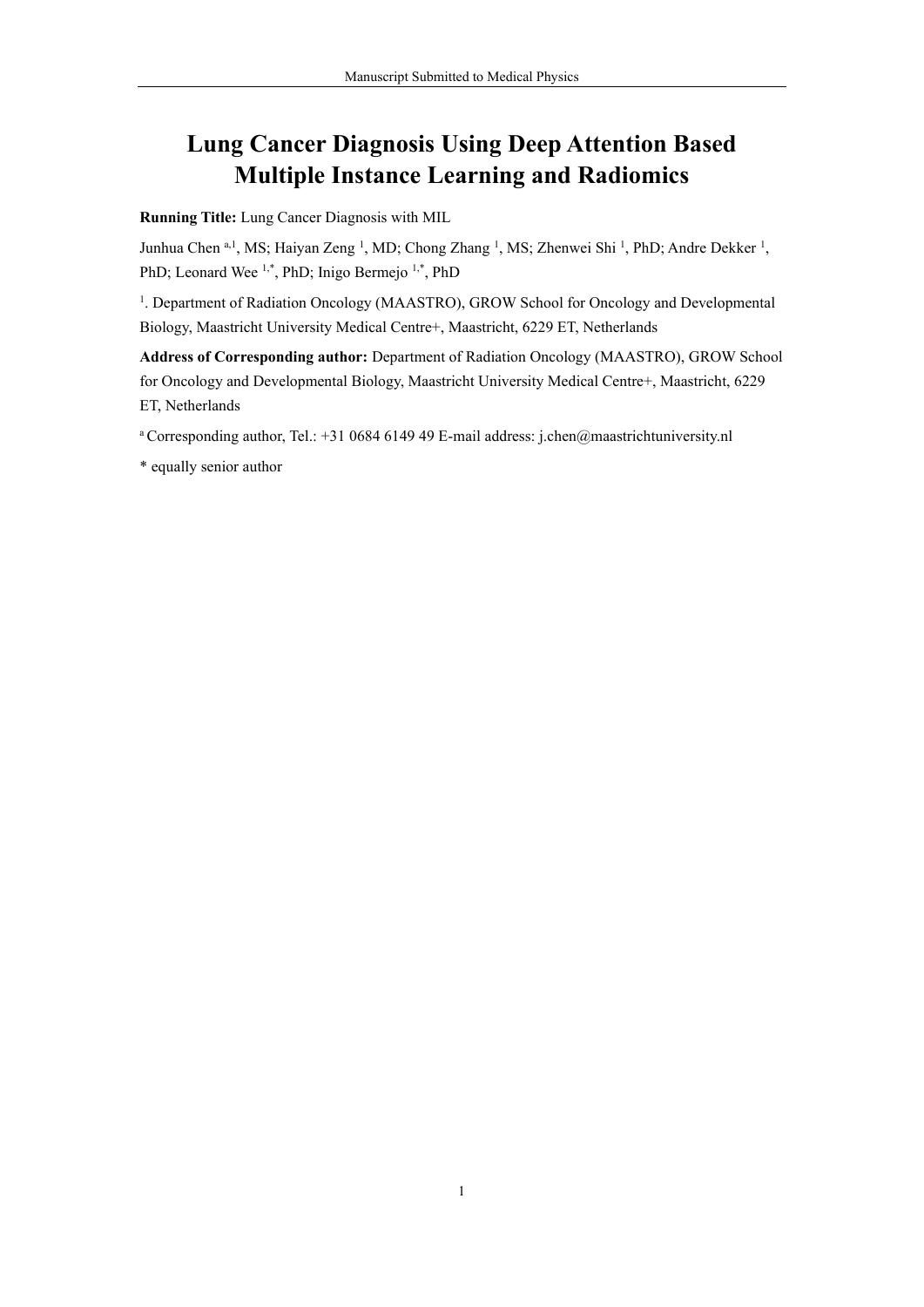# Lung Cancer Diagnosis Using Deep Attention Based Multiple Instance Learning and Radiomics

**Running Title:** Lung Cancer Diagnosis with MIL

Junhua Chen [a,1], MS; Haiyan Zeng [1], MD; Chong Zhang [1], MS; Zhenwei Shi [1], PhD; Andre Dekker [1], PhD; Leonard Wee [1,*], PhD; Inigo Bermejo [1,*], PhD

[1]. Department of Radiation Oncology (MAASTRO), GROW School for Oncology and Developmental Biology, Maastricht University Medical Centre+, Maastricht, 6229 ET, Netherlands

**Address of Corresponding author:** Department of Radiation Oncology (MAASTRO), GROW School for Oncology and Developmental Biology, Maastricht University Medical Centre+, Maastricht, 6229 ET, Netherlands

[a] Corresponding author, Tel.: +31 0684 6149 49 E-mail address: j.chen@maastrichtuniversity.nl

* equally senior author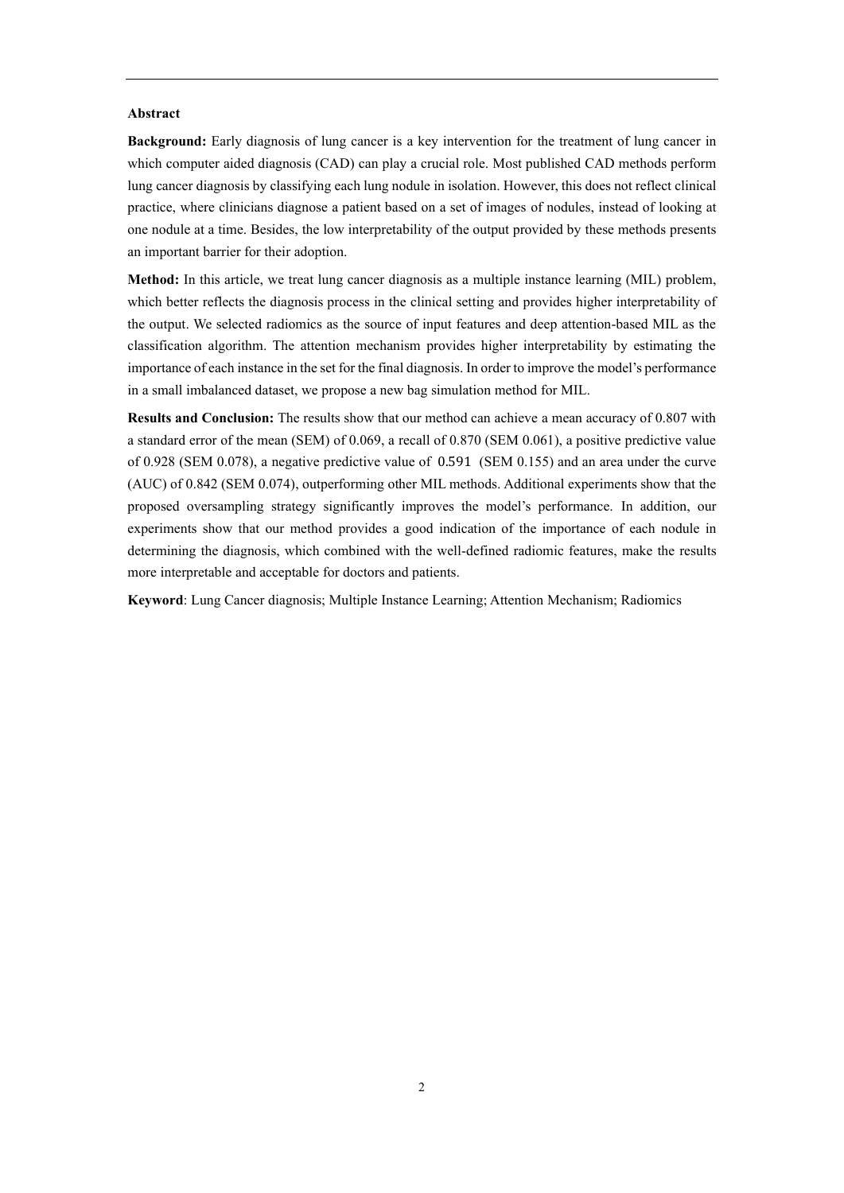## Abstract

**Background:** Early diagnosis of lung cancer is a key intervention for the treatment of lung cancer in which computer aided diagnosis (CAD) can play a crucial role. Most published CAD methods perform lung cancer diagnosis by classifying each lung nodule in isolation. However, this does not reflect clinical practice, where clinicians diagnose a patient based on a set of images of nodules, instead of looking at one nodule at a time. Besides, the low interpretability of the output provided by these methods presents an important barrier for their adoption.

**Method:** In this article, we treat lung cancer diagnosis as a multiple instance learning (MIL) problem, which better reflects the diagnosis process in the clinical setting and provides higher interpretability of the output. We selected radiomics as the source of input features and deep attention-based MIL as the classification algorithm. The attention mechanism provides higher interpretability by estimating the importance of each instance in the set for the final diagnosis. In order to improve the model's performance in a small imbalanced dataset, we propose a new bag simulation method for MIL.

**Results and Conclusion:** The results show that our method can achieve a mean accuracy of 0.807 with a standard error of the mean (SEM) of 0.069, a recall of 0.870 (SEM 0.061), a positive predictive value of 0.928 (SEM 0.078), a negative predictive value of 0.591 (SEM 0.155) and an area under the curve (AUC) of 0.842 (SEM 0.074), outperforming other MIL methods. Additional experiments show that the proposed oversampling strategy significantly improves the model's performance. In addition, our experiments show that our method provides a good indication of the importance of each nodule in determining the diagnosis, which combined with the well-defined radiomic features, make the results more interpretable and acceptable for doctors and patients.

**Keyword**: Lung Cancer diagnosis; Multiple Instance Learning; Attention Mechanism; Radiomics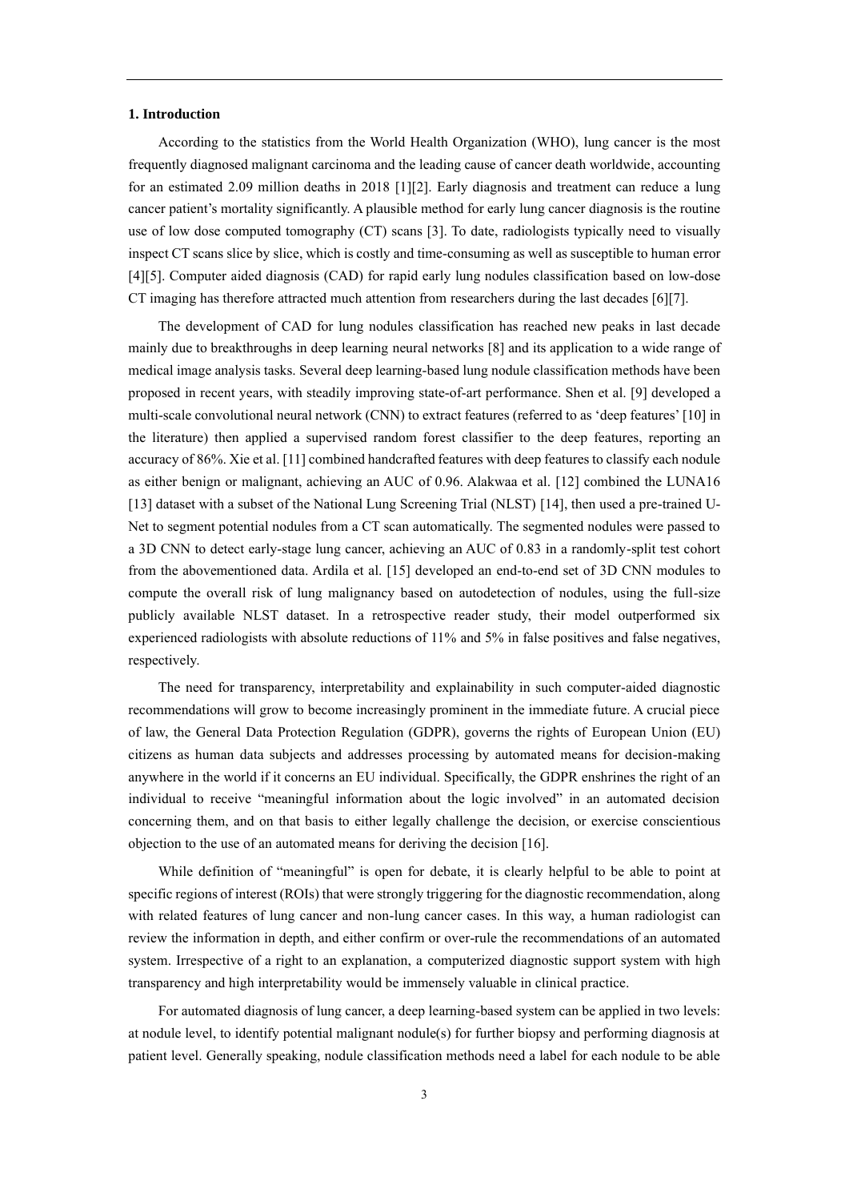## 1. Introduction

According to the statistics from the World Health Organization (WHO), lung cancer is the most frequently diagnosed malignant carcinoma and the leading cause of cancer death worldwide, accounting for an estimated 2.09 million deaths in 2018 [1][2]. Early diagnosis and treatment can reduce a lung cancer patient's mortality significantly. A plausible method for early lung cancer diagnosis is the routine use of low dose computed tomography (CT) scans [3]. To date, radiologists typically need to visually inspect CT scans slice by slice, which is costly and time-consuming as well as susceptible to human error [4][5]. Computer aided diagnosis (CAD) for rapid early lung nodules classification based on low-dose CT imaging has therefore attracted much attention from researchers during the last decades [6][7].

The development of CAD for lung nodules classification has reached new peaks in last decade mainly due to breakthroughs in deep learning neural networks [8] and its application to a wide range of medical image analysis tasks. Several deep learning-based lung nodule classification methods have been proposed in recent years, with steadily improving state-of-art performance. Shen et al. [9] developed a multi-scale convolutional neural network (CNN) to extract features (referred to as 'deep features' [10] in the literature) then applied a supervised random forest classifier to the deep features, reporting an accuracy of 86%. Xie et al. [11] combined handcrafted features with deep features to classify each nodule as either benign or malignant, achieving an AUC of 0.96. Alakwaa et al. [12] combined the LUNA16 [13] dataset with a subset of the National Lung Screening Trial (NLST) [14], then used a pre-trained U-Net to segment potential nodules from a CT scan automatically. The segmented nodules were passed to a 3D CNN to detect early-stage lung cancer, achieving an AUC of 0.83 in a randomly-split test cohort from the abovementioned data. Ardila et al. [15] developed an end-to-end set of 3D CNN modules to compute the overall risk of lung malignancy based on autodetection of nodules, using the full-size publicly available NLST dataset. In a retrospective reader study, their model outperformed six experienced radiologists with absolute reductions of 11% and 5% in false positives and false negatives, respectively.

The need for transparency, interpretability and explainability in such computer-aided diagnostic recommendations will grow to become increasingly prominent in the immediate future. A crucial piece of law, the General Data Protection Regulation (GDPR), governs the rights of European Union (EU) citizens as human data subjects and addresses processing by automated means for decision-making anywhere in the world if it concerns an EU individual. Specifically, the GDPR enshrines the right of an individual to receive "meaningful information about the logic involved" in an automated decision concerning them, and on that basis to either legally challenge the decision, or exercise conscientious objection to the use of an automated means for deriving the decision [16].

While definition of "meaningful" is open for debate, it is clearly helpful to be able to point at specific regions of interest (ROIs) that were strongly triggering for the diagnostic recommendation, along with related features of lung cancer and non-lung cancer cases. In this way, a human radiologist can review the information in depth, and either confirm or over-rule the recommendations of an automated system. Irrespective of a right to an explanation, a computerized diagnostic support system with high transparency and high interpretability would be immensely valuable in clinical practice.

For automated diagnosis of lung cancer, a deep learning-based system can be applied in two levels: at nodule level, to identify potential malignant nodule(s) for further biopsy and performing diagnosis at patient level. Generally speaking, nodule classification methods need a label for each nodule to be able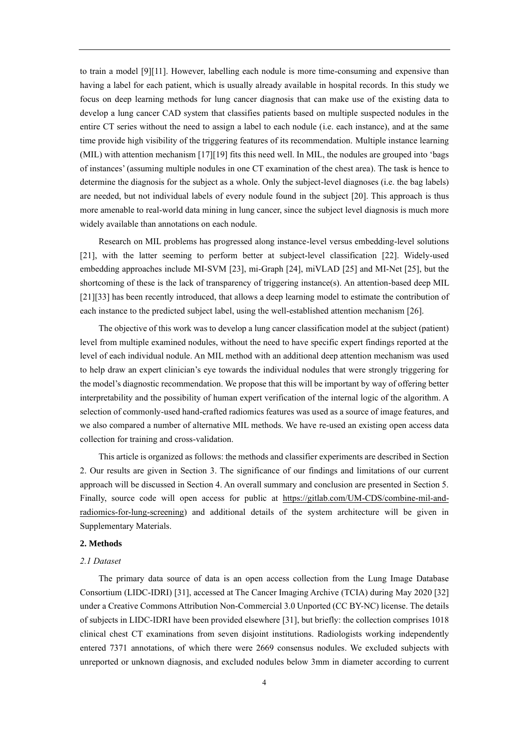to train a model [9][11]. However, labelling each nodule is more time-consuming and expensive than having a label for each patient, which is usually already available in hospital records. In this study we focus on deep learning methods for lung cancer diagnosis that can make use of the existing data to develop a lung cancer CAD system that classifies patients based on multiple suspected nodules in the entire CT series without the need to assign a label to each nodule (i.e. each instance), and at the same time provide high visibility of the triggering features of its recommendation. Multiple instance learning (MIL) with attention mechanism [17][19] fits this need well. In MIL, the nodules are grouped into 'bags of instances' (assuming multiple nodules in one CT examination of the chest area). The task is hence to determine the diagnosis for the subject as a whole. Only the subject-level diagnoses (i.e. the bag labels) are needed, but not individual labels of every nodule found in the subject [20]. This approach is thus more amenable to real-world data mining in lung cancer, since the subject level diagnosis is much more widely available than annotations on each nodule.

Research on MIL problems has progressed along instance-level versus embedding-level solutions [21], with the latter seeming to perform better at subject-level classification [22]. Widely-used embedding approaches include MI-SVM [23], mi-Graph [24], miVLAD [25] and MI-Net [25], but the shortcoming of these is the lack of transparency of triggering instance(s). An attention-based deep MIL [21][33] has been recently introduced, that allows a deep learning model to estimate the contribution of each instance to the predicted subject label, using the well-established attention mechanism [26].

The objective of this work was to develop a lung cancer classification model at the subject (patient) level from multiple examined nodules, without the need to have specific expert findings reported at the level of each individual nodule. An MIL method with an additional deep attention mechanism was used to help draw an expert clinician's eye towards the individual nodules that were strongly triggering for the model's diagnostic recommendation. We propose that this will be important by way of offering better interpretability and the possibility of human expert verification of the internal logic of the algorithm. A selection of commonly-used hand-crafted radiomics features was used as a source of image features, and we also compared a number of alternative MIL methods. We have re-used an existing open access data collection for training and cross-validation.

This article is organized as follows: the methods and classifier experiments are described in Section 2. Our results are given in Section 3. The significance of our findings and limitations of our current approach will be discussed in Section 4. An overall summary and conclusion are presented in Section 5. Finally, source code will open access for public at https://gitlab.com/UM-CDS/combine-mil-and-radiomics-for-lung-screening) and additional details of the system architecture will be given in Supplementary Materials.

## 2. Methods

### *2.1 Dataset*

The primary data source of data is an open access collection from the Lung Image Database Consortium (LIDC-IDRI) [31], accessed at The Cancer Imaging Archive (TCIA) during May 2020 [32] under a Creative Commons Attribution Non-Commercial 3.0 Unported (CC BY-NC) license. The details of subjects in LIDC-IDRI have been provided elsewhere [31], but briefly: the collection comprises 1018 clinical chest CT examinations from seven disjoint institutions. Radiologists working independently entered 7371 annotations, of which there were 2669 consensus nodules. We excluded subjects with unreported or unknown diagnosis, and excluded nodules below 3mm in diameter according to current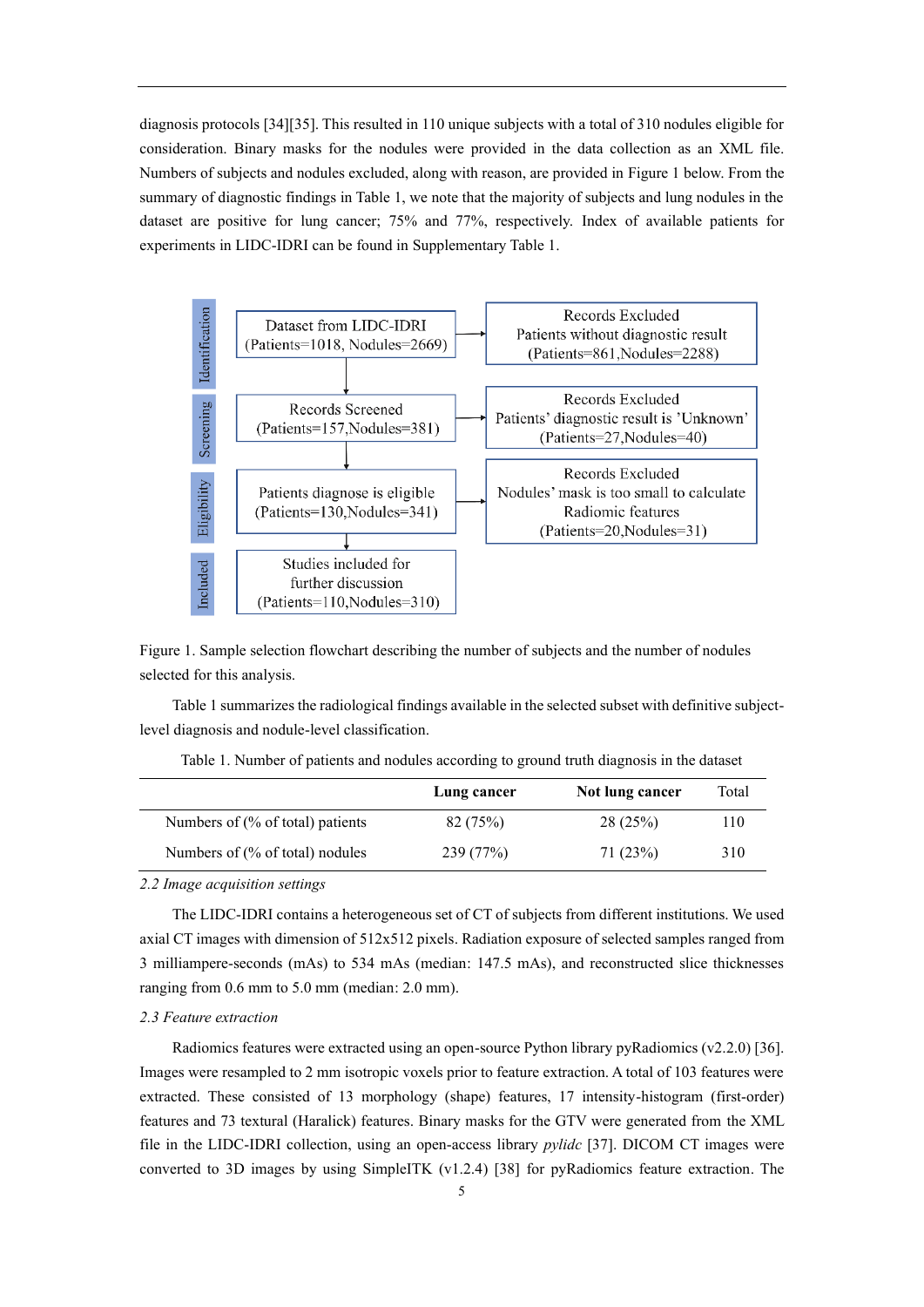diagnosis protocols [34][35]. This resulted in 110 unique subjects with a total of 310 nodules eligible for consideration. Binary masks for the nodules were provided in the data collection as an XML file. Numbers of subjects and nodules excluded, along with reason, are provided in Figure 1 below. From the summary of diagnostic findings in Table 1, we note that the majority of subjects and lung nodules in the dataset are positive for lung cancer; 75% and 77%, respectively. Index of available patients for experiments in LIDC-IDRI can be found in Supplementary Table 1.

| Stage | Records | Records Excluded |
|---|---|---|
| Identification | Dataset from LIDC-IDRI (Patients=1018, Nodules=2669) | Patients without diagnostic result (Patients=861,Nodules=2288) |
| Screening | Records Screened (Patients=157,Nodules=381) | Patients' diagnostic result is 'Unknown' (Patients=27,Nodules=40) |
| Eligibility | Patients diagnose is eligible (Patients=130,Nodules=341) | Nodules' mask is too small to calculate Radiomic features (Patients=20,Nodules=31) |
| Included | Studies included for further discussion (Patients=110,Nodules=310) | |

Figure 1. Sample selection flowchart describing the number of subjects and the number of nodules selected for this analysis.

Table 1 summarizes the radiological findings available in the selected subset with definitive subject-level diagnosis and nodule-level classification.

Table 1. Number of patients and nodules according to ground truth diagnosis in the dataset

| | **Lung cancer** | **Not lung cancer** | Total |
|---|---|---|---|
| Numbers of (% of total) patients | 82 (75%) | 28 (25%) | 110 |
| Numbers of (% of total) nodules | 239 (77%) | 71 (23%) | 310 |

*2.2 Image acquisition settings*

The LIDC-IDRI contains a heterogeneous set of CT of subjects from different institutions. We used axial CT images with dimension of 512x512 pixels. Radiation exposure of selected samples ranged from 3 milliampere-seconds (mAs) to 534 mAs (median: 147.5 mAs), and reconstructed slice thicknesses ranging from 0.6 mm to 5.0 mm (median: 2.0 mm).

*2.3 Feature extraction*

Radiomics features were extracted using an open-source Python library pyRadiomics (v2.2.0) [36]. Images were resampled to 2 mm isotropic voxels prior to feature extraction. A total of 103 features were extracted. These consisted of 13 morphology (shape) features, 17 intensity-histogram (first-order) features and 73 textural (Haralick) features. Binary masks for the GTV were generated from the XML file in the LIDC-IDRI collection, using an open-access library *pylidc* [37]. DICOM CT images were converted to 3D images by using SimpleITK (v1.2.4) [38] for pyRadiomics feature extraction. The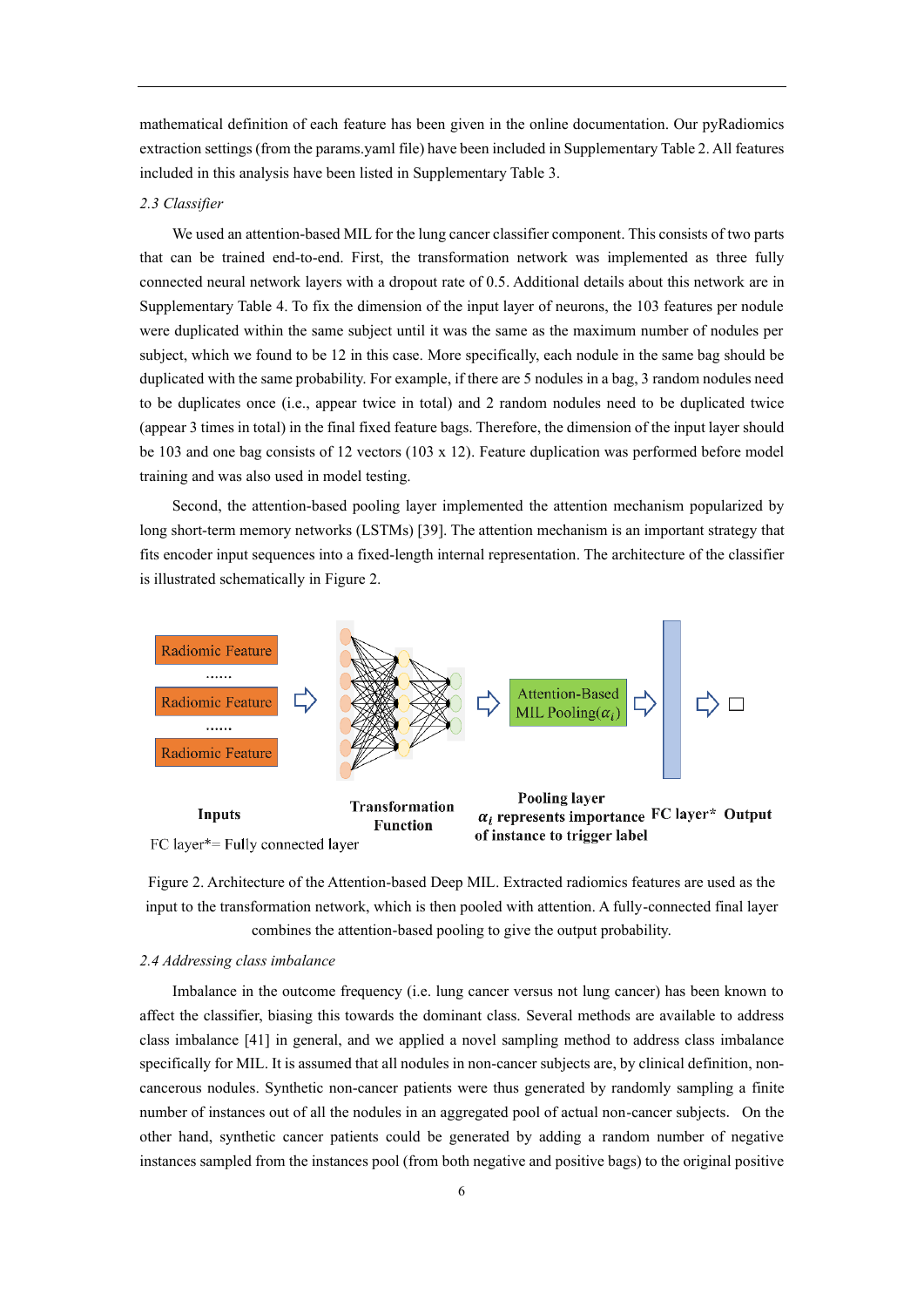mathematical definition of each feature has been given in the online documentation. Our pyRadiomics extraction settings (from the params.yaml file) have been included in Supplementary Table 2. All features included in this analysis have been listed in Supplementary Table 3.

*2.3 Classifier*

We used an attention-based MIL for the lung cancer classifier component. This consists of two parts that can be trained end-to-end. First, the transformation network was implemented as three fully connected neural network layers with a dropout rate of 0.5. Additional details about this network are in Supplementary Table 4. To fix the dimension of the input layer of neurons, the 103 features per nodule were duplicated within the same subject until it was the same as the maximum number of nodules per subject, which we found to be 12 in this case. More specifically, each nodule in the same bag should be duplicated with the same probability. For example, if there are 5 nodules in a bag, 3 random nodules need to be duplicates once (i.e., appear twice in total) and 2 random nodules need to be duplicated twice (appear 3 times in total) in the final fixed feature bags. Therefore, the dimension of the input layer should be 103 and one bag consists of 12 vectors (103 x 12). Feature duplication was performed before model training and was also used in model testing.

Second, the attention-based pooling layer implemented the attention mechanism popularized by long short-term memory networks (LSTMs) [39]. The attention mechanism is an important strategy that fits encoder input sequences into a fixed-length internal representation. The architecture of the classifier is illustrated schematically in Figure 2.

Radiomic Feature
......
Radiomic Feature
......
Radiomic Feature

Attention-Based MIL Pooling($\alpha_i$)

Inputs | Transformation Function | Pooling layer $\alpha_i$ represents importance of instance to trigger label | FC layer* | Output

FC layer*= Fully connected layer

Figure 2. Architecture of the Attention-based Deep MIL. Extracted radiomics features are used as the input to the transformation network, which is then pooled with attention. A fully-connected final layer combines the attention-based pooling to give the output probability.

*2.4 Addressing class imbalance*

Imbalance in the outcome frequency (i.e. lung cancer versus not lung cancer) has been known to affect the classifier, biasing this towards the dominant class. Several methods are available to address class imbalance [41] in general, and we applied a novel sampling method to address class imbalance specifically for MIL. It is assumed that all nodules in non-cancer subjects are, by clinical definition, non-cancerous nodules. Synthetic non-cancer patients were thus generated by randomly sampling a finite number of instances out of all the nodules in an aggregated pool of actual non-cancer subjects. On the other hand, synthetic cancer patients could be generated by adding a random number of negative instances sampled from the instances pool (from both negative and positive bags) to the original positive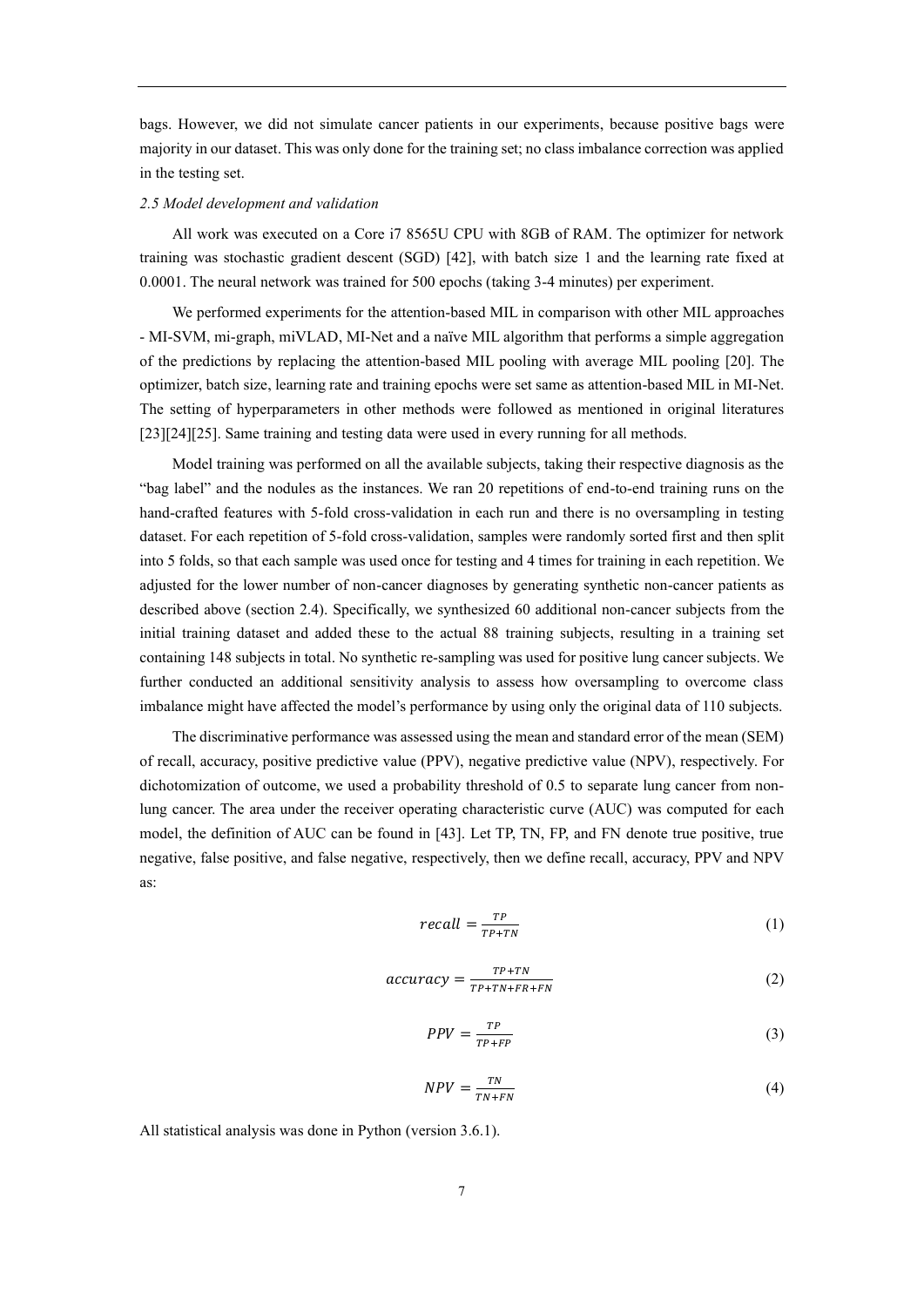bags. However, we did not simulate cancer patients in our experiments, because positive bags were majority in our dataset. This was only done for the training set; no class imbalance correction was applied in the testing set.

### *2.5 Model development and validation*

All work was executed on a Core i7 8565U CPU with 8GB of RAM. The optimizer for network training was stochastic gradient descent (SGD) [42], with batch size 1 and the learning rate fixed at 0.0001. The neural network was trained for 500 epochs (taking 3-4 minutes) per experiment.

We performed experiments for the attention-based MIL in comparison with other MIL approaches - MI-SVM, mi-graph, miVLAD, MI-Net and a naïve MIL algorithm that performs a simple aggregation of the predictions by replacing the attention-based MIL pooling with average MIL pooling [20]. The optimizer, batch size, learning rate and training epochs were set same as attention-based MIL in MI-Net. The setting of hyperparameters in other methods were followed as mentioned in original literatures [23][24][25]. Same training and testing data were used in every running for all methods.

Model training was performed on all the available subjects, taking their respective diagnosis as the "bag label" and the nodules as the instances. We ran 20 repetitions of end-to-end training runs on the hand-crafted features with 5-fold cross-validation in each run and there is no oversampling in testing dataset. For each repetition of 5-fold cross-validation, samples were randomly sorted first and then split into 5 folds, so that each sample was used once for testing and 4 times for training in each repetition. We adjusted for the lower number of non-cancer diagnoses by generating synthetic non-cancer patients as described above (section 2.4). Specifically, we synthesized 60 additional non-cancer subjects from the initial training dataset and added these to the actual 88 training subjects, resulting in a training set containing 148 subjects in total. No synthetic re-sampling was used for positive lung cancer subjects. We further conducted an additional sensitivity analysis to assess how oversampling to overcome class imbalance might have affected the model's performance by using only the original data of 110 subjects.

The discriminative performance was assessed using the mean and standard error of the mean (SEM) of recall, accuracy, positive predictive value (PPV), negative predictive value (NPV), respectively. For dichotomization of outcome, we used a probability threshold of 0.5 to separate lung cancer from non-lung cancer. The area under the receiver operating characteristic curve (AUC) was computed for each model, the definition of AUC can be found in [43]. Let TP, TN, FP, and FN denote true positive, true negative, false positive, and false negative, respectively, then we define recall, accuracy, PPV and NPV as:

$$recall = \frac{TP}{TP+TN} \tag{1}$$

$$accuracy = \frac{TP+TN}{TP+TN+FR+FN} \tag{2}$$

$$PPV = \frac{TP}{TP+FP} \tag{3}$$

$$NPV = \frac{TN}{TN+FN} \tag{4}$$

All statistical analysis was done in Python (version 3.6.1).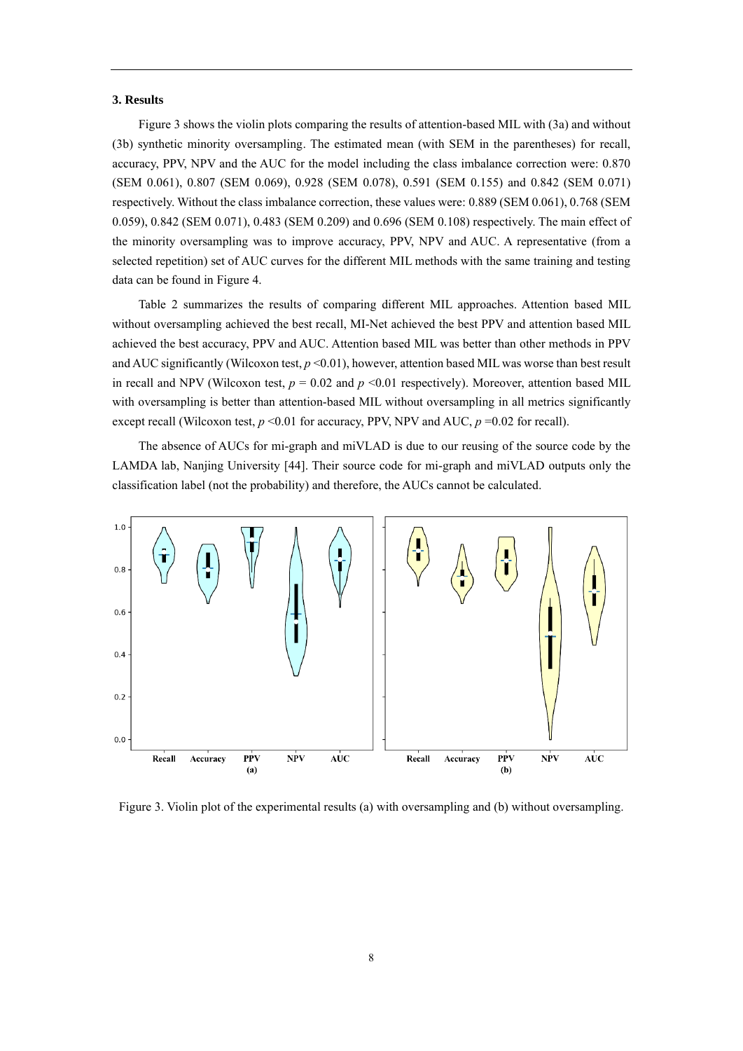### 3. Results

Figure 3 shows the violin plots comparing the results of attention-based MIL with (3a) and without (3b) synthetic minority oversampling. The estimated mean (with SEM in the parentheses) for recall, accuracy, PPV, NPV and the AUC for the model including the class imbalance correction were: 0.870 (SEM 0.061), 0.807 (SEM 0.069), 0.928 (SEM 0.078), 0.591 (SEM 0.155) and 0.842 (SEM 0.071) respectively. Without the class imbalance correction, these values were: 0.889 (SEM 0.061), 0.768 (SEM 0.059), 0.842 (SEM 0.071), 0.483 (SEM 0.209) and 0.696 (SEM 0.108) respectively. The main effect of the minority oversampling was to improve accuracy, PPV, NPV and AUC. A representative (from a selected repetition) set of AUC curves for the different MIL methods with the same training and testing data can be found in Figure 4.

Table 2 summarizes the results of comparing different MIL approaches. Attention based MIL without oversampling achieved the best recall, MI-Net achieved the best PPV and attention based MIL achieved the best accuracy, PPV and AUC. Attention based MIL was better than other methods in PPV and AUC significantly (Wilcoxon test, $p$ <0.01), however, attention based MIL was worse than best result in recall and NPV (Wilcoxon test, $p$ = 0.02 and $p$ <0.01 respectively). Moreover, attention based MIL with oversampling is better than attention-based MIL without oversampling in all metrics significantly except recall (Wilcoxon test, $p$ <0.01 for accuracy, PPV, NPV and AUC, $p$ =0.02 for recall).

The absence of AUCs for mi-graph and miVLAD is due to our reusing of the source code by the LAMDA lab, Nanjing University [44]. Their source code for mi-graph and miVLAD outputs only the classification label (not the probability) and therefore, the AUCs cannot be calculated.

Figure 3. Violin plot of the experimental results (a) with oversampling and (b) without oversampling.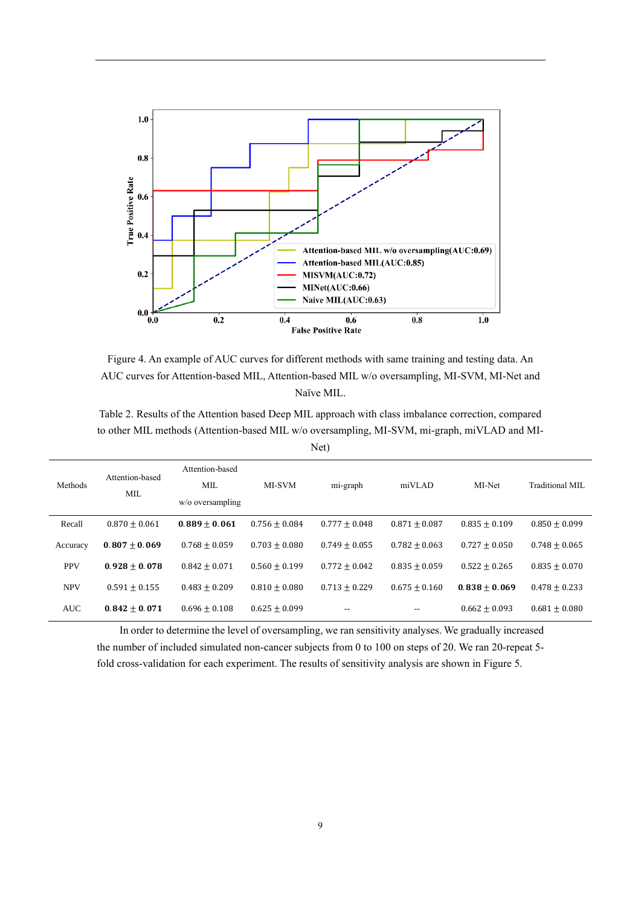Figure 4. An example of AUC curves for different methods with same training and testing data. An AUC curves for Attention-based MIL, Attention-based MIL w/o oversampling, MI-SVM, MI-Net and Naïve MIL.

Table 2. Results of the Attention based Deep MIL approach with class imbalance correction, compared to other MIL methods (Attention-based MIL w/o oversampling, MI-SVM, mi-graph, miVLAD and MI-Net)

| Methods | Attention-based MIL | Attention-based MIL w/o oversampling | MI-SVM | mi-graph | miVLAD | MI-Net | Traditional MIL |
|---|---|---|---|---|---|---|---|
| Recall | $0.870 \pm 0.061$ | $\mathbf{0.889 \pm 0.061}$ | $0.756 \pm 0.084$ | $0.777 \pm 0.048$ | $0.871 \pm 0.087$ | $0.835 \pm 0.109$ | $0.850 \pm 0.099$ |
| Accuracy | $\mathbf{0.807 \pm 0.069}$ | $0.768 \pm 0.059$ | $0.703 \pm 0.080$ | $0.749 \pm 0.055$ | $0.782 \pm 0.063$ | $0.727 \pm 0.050$ | $0.748 \pm 0.065$ |
| PPV | $\mathbf{0.928 \pm 0.078}$ | $0.842 \pm 0.071$ | $0.560 \pm 0.199$ | $0.772 \pm 0.042$ | $0.835 \pm 0.059$ | $0.522 \pm 0.265$ | $0.835 \pm 0.070$ |
| NPV | $0.591 \pm 0.155$ | $0.483 \pm 0.209$ | $0.810 \pm 0.080$ | $0.713 \pm 0.229$ | $0.675 \pm 0.160$ | $\mathbf{0.838 \pm 0.069}$ | $0.478 \pm 0.233$ |
| AUC | $\mathbf{0.842 \pm 0.071}$ | $0.696 \pm 0.108$ | $0.625 \pm 0.099$ | -- | -- | $0.662 \pm 0.093$ | $0.681 \pm 0.080$ |

In order to determine the level of oversampling, we ran sensitivity analyses. We gradually increased the number of included simulated non-cancer subjects from 0 to 100 on steps of 20. We ran 20-repeat 5-fold cross-validation for each experiment. The results of sensitivity analysis are shown in Figure 5.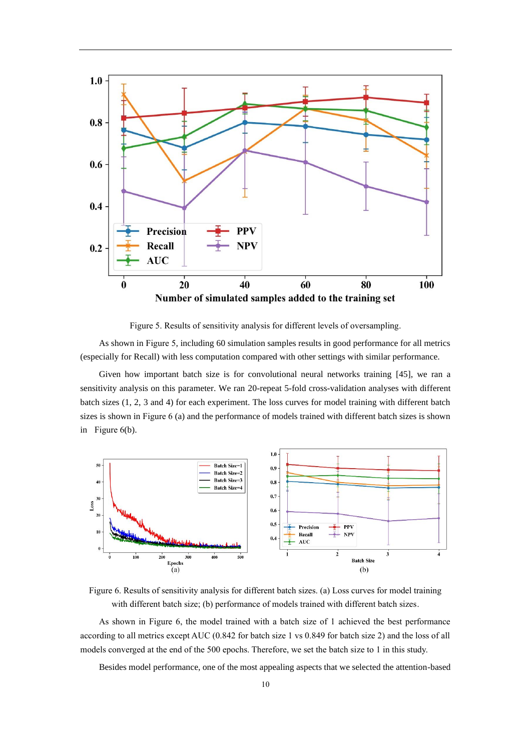Figure 5. Results of sensitivity analysis for different levels of oversampling.

As shown in Figure 5, including 60 simulation samples results in good performance for all metrics (especially for Recall) with less computation compared with other settings with similar performance.

Given how important batch size is for convolutional neural networks training [45], we ran a sensitivity analysis on this parameter. We ran 20-repeat 5-fold cross-validation analyses with different batch sizes (1, 2, 3 and 4) for each experiment. The loss curves for model training with different batch sizes is shown in Figure 6 (a) and the performance of models trained with different batch sizes is shown in Figure 6(b).

Figure 6. Results of sensitivity analysis for different batch sizes. (a) Loss curves for model training with different batch size; (b) performance of models trained with different batch sizes.

As shown in Figure 6, the model trained with a batch size of 1 achieved the best performance according to all metrics except AUC (0.842 for batch size 1 vs 0.849 for batch size 2) and the loss of all models converged at the end of the 500 epochs. Therefore, we set the batch size to 1 in this study.

Besides model performance, one of the most appealing aspects that we selected the attention-based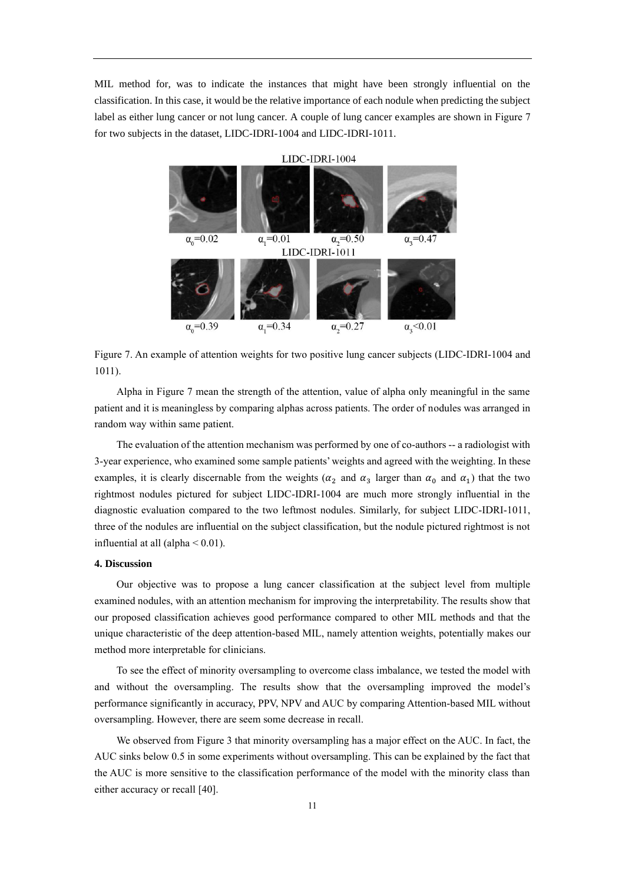MIL method for, was to indicate the instances that might have been strongly influential on the classification. In this case, it would be the relative importance of each nodule when predicting the subject label as either lung cancer or not lung cancer. A couple of lung cancer examples are shown in Figure 7 for two subjects in the dataset, LIDC-IDRI-1004 and LIDC-IDRI-1011.

Figure 7. An example of attention weights for two positive lung cancer subjects (LIDC-IDRI-1004 and 1011).

Alpha in Figure 7 mean the strength of the attention, value of alpha only meaningful in the same patient and it is meaningless by comparing alphas across patients. The order of nodules was arranged in random way within same patient.

The evaluation of the attention mechanism was performed by one of co-authors -- a radiologist with 3-year experience, who examined some sample patients' weights and agreed with the weighting. In these examples, it is clearly discernable from the weights ($\alpha_2$ and $\alpha_3$ larger than $\alpha_0$ and $\alpha_1$) that the two rightmost nodules pictured for subject LIDC-IDRI-1004 are much more strongly influential in the diagnostic evaluation compared to the two leftmost nodules. Similarly, for subject LIDC-IDRI-1011, three of the nodules are influential on the subject classification, but the nodule pictured rightmost is not influential at all (alpha < 0.01).

**4. Discussion**

Our objective was to propose a lung cancer classification at the subject level from multiple examined nodules, with an attention mechanism for improving the interpretability. The results show that our proposed classification achieves good performance compared to other MIL methods and that the unique characteristic of the deep attention-based MIL, namely attention weights, potentially makes our method more interpretable for clinicians.

To see the effect of minority oversampling to overcome class imbalance, we tested the model with and without the oversampling. The results show that the oversampling improved the model's performance significantly in accuracy, PPV, NPV and AUC by comparing Attention-based MIL without oversampling. However, there are seem some decrease in recall.

We observed from Figure 3 that minority oversampling has a major effect on the AUC. In fact, the AUC sinks below 0.5 in some experiments without oversampling. This can be explained by the fact that the AUC is more sensitive to the classification performance of the model with the minority class than either accuracy or recall [40].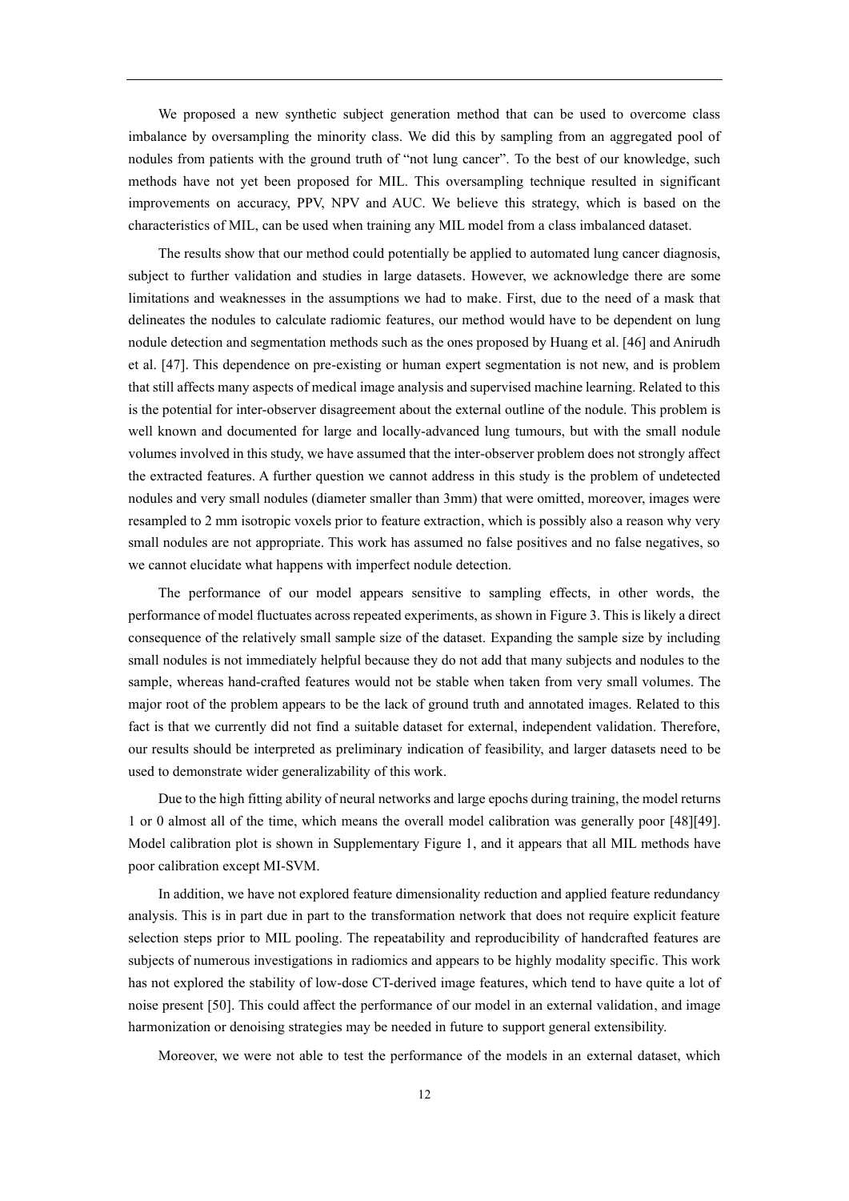We proposed a new synthetic subject generation method that can be used to overcome class imbalance by oversampling the minority class. We did this by sampling from an aggregated pool of nodules from patients with the ground truth of "not lung cancer". To the best of our knowledge, such methods have not yet been proposed for MIL. This oversampling technique resulted in significant improvements on accuracy, PPV, NPV and AUC. We believe this strategy, which is based on the characteristics of MIL, can be used when training any MIL model from a class imbalanced dataset.

The results show that our method could potentially be applied to automated lung cancer diagnosis, subject to further validation and studies in large datasets. However, we acknowledge there are some limitations and weaknesses in the assumptions we had to make. First, due to the need of a mask that delineates the nodules to calculate radiomic features, our method would have to be dependent on lung nodule detection and segmentation methods such as the ones proposed by Huang et al. [46] and Anirudh et al. [47]. This dependence on pre-existing or human expert segmentation is not new, and is problem that still affects many aspects of medical image analysis and supervised machine learning. Related to this is the potential for inter-observer disagreement about the external outline of the nodule. This problem is well known and documented for large and locally-advanced lung tumours, but with the small nodule volumes involved in this study, we have assumed that the inter-observer problem does not strongly affect the extracted features. A further question we cannot address in this study is the problem of undetected nodules and very small nodules (diameter smaller than 3mm) that were omitted, moreover, images were resampled to 2 mm isotropic voxels prior to feature extraction, which is possibly also a reason why very small nodules are not appropriate. This work has assumed no false positives and no false negatives, so we cannot elucidate what happens with imperfect nodule detection.

The performance of our model appears sensitive to sampling effects, in other words, the performance of model fluctuates across repeated experiments, as shown in Figure 3. This is likely a direct consequence of the relatively small sample size of the dataset. Expanding the sample size by including small nodules is not immediately helpful because they do not add that many subjects and nodules to the sample, whereas hand-crafted features would not be stable when taken from very small volumes. The major root of the problem appears to be the lack of ground truth and annotated images. Related to this fact is that we currently did not find a suitable dataset for external, independent validation. Therefore, our results should be interpreted as preliminary indication of feasibility, and larger datasets need to be used to demonstrate wider generalizability of this work.

Due to the high fitting ability of neural networks and large epochs during training, the model returns 1 or 0 almost all of the time, which means the overall model calibration was generally poor [48][49]. Model calibration plot is shown in Supplementary Figure 1, and it appears that all MIL methods have poor calibration except MI-SVM.

In addition, we have not explored feature dimensionality reduction and applied feature redundancy analysis. This is in part due in part to the transformation network that does not require explicit feature selection steps prior to MIL pooling. The repeatability and reproducibility of handcrafted features are subjects of numerous investigations in radiomics and appears to be highly modality specific. This work has not explored the stability of low-dose CT-derived image features, which tend to have quite a lot of noise present [50]. This could affect the performance of our model in an external validation, and image harmonization or denoising strategies may be needed in future to support general extensibility.

Moreover, we were not able to test the performance of the models in an external dataset, which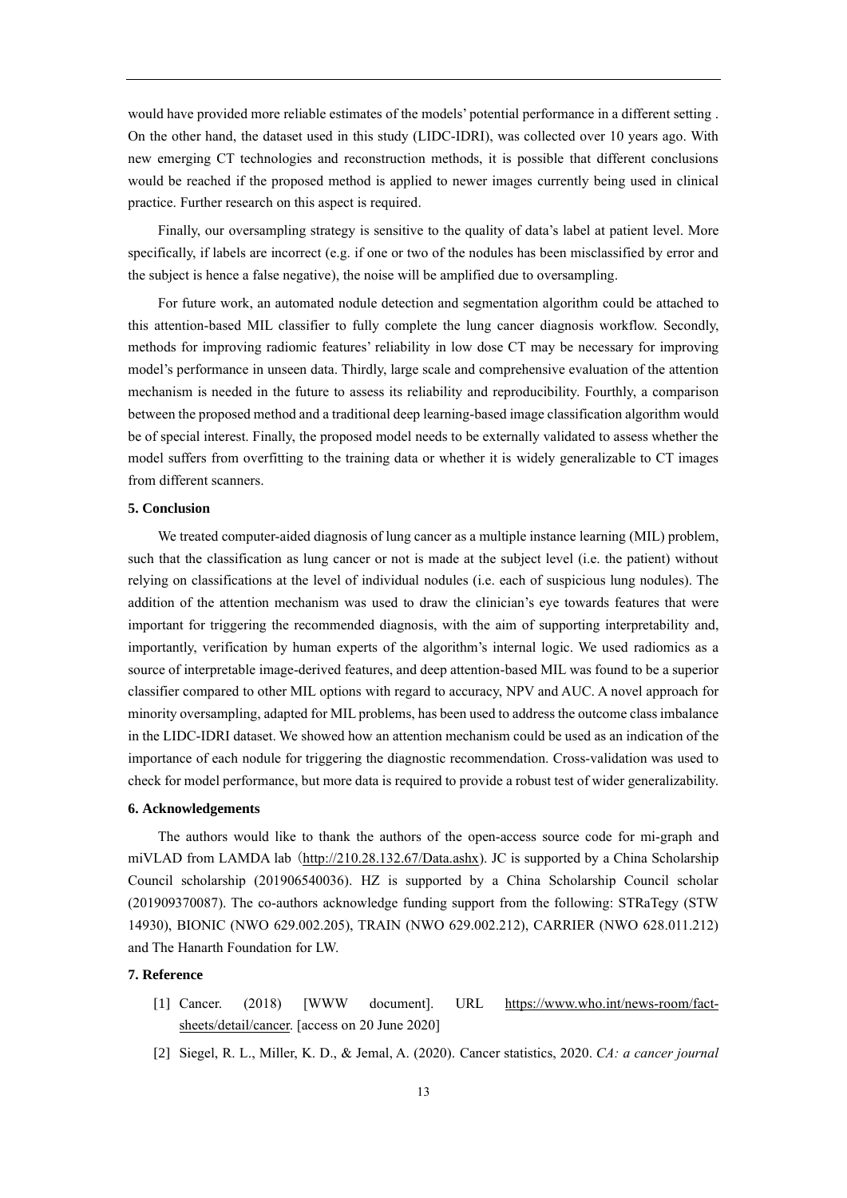would have provided more reliable estimates of the models' potential performance in a different setting . On the other hand, the dataset used in this study (LIDC-IDRI), was collected over 10 years ago. With new emerging CT technologies and reconstruction methods, it is possible that different conclusions would be reached if the proposed method is applied to newer images currently being used in clinical practice. Further research on this aspect is required.

Finally, our oversampling strategy is sensitive to the quality of data's label at patient level. More specifically, if labels are incorrect (e.g. if one or two of the nodules has been misclassified by error and the subject is hence a false negative), the noise will be amplified due to oversampling.

For future work, an automated nodule detection and segmentation algorithm could be attached to this attention-based MIL classifier to fully complete the lung cancer diagnosis workflow. Secondly, methods for improving radiomic features' reliability in low dose CT may be necessary for improving model's performance in unseen data. Thirdly, large scale and comprehensive evaluation of the attention mechanism is needed in the future to assess its reliability and reproducibility. Fourthly, a comparison between the proposed method and a traditional deep learning-based image classification algorithm would be of special interest. Finally, the proposed model needs to be externally validated to assess whether the model suffers from overfitting to the training data or whether it is widely generalizable to CT images from different scanners.

## 5. Conclusion

We treated computer-aided diagnosis of lung cancer as a multiple instance learning (MIL) problem, such that the classification as lung cancer or not is made at the subject level (i.e. the patient) without relying on classifications at the level of individual nodules (i.e. each of suspicious lung nodules). The addition of the attention mechanism was used to draw the clinician's eye towards features that were important for triggering the recommended diagnosis, with the aim of supporting interpretability and, importantly, verification by human experts of the algorithm's internal logic. We used radiomics as a source of interpretable image-derived features, and deep attention-based MIL was found to be a superior classifier compared to other MIL options with regard to accuracy, NPV and AUC. A novel approach for minority oversampling, adapted for MIL problems, has been used to address the outcome class imbalance in the LIDC-IDRI dataset. We showed how an attention mechanism could be used as an indication of the importance of each nodule for triggering the diagnostic recommendation. Cross-validation was used to check for model performance, but more data is required to provide a robust test of wider generalizability.

## 6. Acknowledgements

The authors would like to thank the authors of the open-access source code for mi-graph and miVLAD from LAMDA lab（http://210.28.132.67/Data.ashx). JC is supported by a China Scholarship Council scholarship (201906540036). HZ is supported by a China Scholarship Council scholar (201909370087). The co-authors acknowledge funding support from the following: STRaTegy (STW 14930), BIONIC (NWO 629.002.205), TRAIN (NWO 629.002.212), CARRIER (NWO 628.011.212) and The Hanarth Foundation for LW.

## 7. Reference

[1] Cancer. (2018) [WWW document]. URL https://www.who.int/news-room/fact-sheets/detail/cancer. [access on 20 June 2020]

[2] Siegel, R. L., Miller, K. D., & Jemal, A. (2020). Cancer statistics, 2020. *CA: a cancer journal*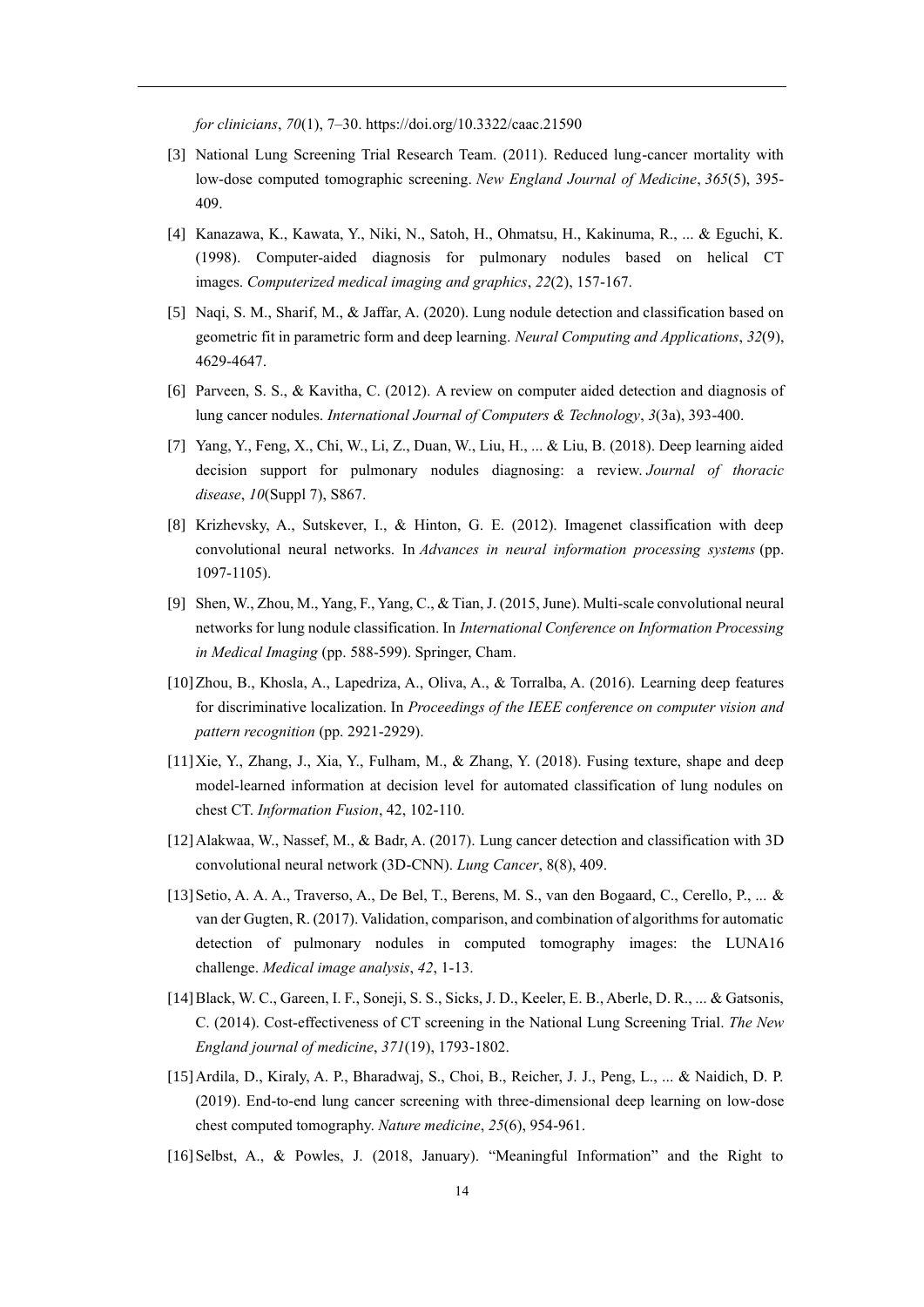*for clinicians*, *70*(1), 7–30. https://doi.org/10.3322/caac.21590

[3] National Lung Screening Trial Research Team. (2011). Reduced lung-cancer mortality with low-dose computed tomographic screening. *New England Journal of Medicine*, *365*(5), 395-409.

[4] Kanazawa, K., Kawata, Y., Niki, N., Satoh, H., Ohmatsu, H., Kakinuma, R., ... & Eguchi, K. (1998). Computer-aided diagnosis for pulmonary nodules based on helical CT images. *Computerized medical imaging and graphics*, *22*(2), 157-167.

[5] Naqi, S. M., Sharif, M., & Jaffar, A. (2020). Lung nodule detection and classification based on geometric fit in parametric form and deep learning. *Neural Computing and Applications*, *32*(9), 4629-4647.

[6] Parveen, S. S., & Kavitha, C. (2012). A review on computer aided detection and diagnosis of lung cancer nodules. *International Journal of Computers & Technology*, *3*(3a), 393-400.

[7] Yang, Y., Feng, X., Chi, W., Li, Z., Duan, W., Liu, H., ... & Liu, B. (2018). Deep learning aided decision support for pulmonary nodules diagnosing: a review. *Journal of thoracic disease*, *10*(Suppl 7), S867.

[8] Krizhevsky, A., Sutskever, I., & Hinton, G. E. (2012). Imagenet classification with deep convolutional neural networks. In *Advances in neural information processing systems* (pp. 1097-1105).

[9] Shen, W., Zhou, M., Yang, F., Yang, C., & Tian, J. (2015, June). Multi-scale convolutional neural networks for lung nodule classification. In *International Conference on Information Processing in Medical Imaging* (pp. 588-599). Springer, Cham.

[10] Zhou, B., Khosla, A., Lapedriza, A., Oliva, A., & Torralba, A. (2016). Learning deep features for discriminative localization. In *Proceedings of the IEEE conference on computer vision and pattern recognition* (pp. 2921-2929).

[11] Xie, Y., Zhang, J., Xia, Y., Fulham, M., & Zhang, Y. (2018). Fusing texture, shape and deep model-learned information at decision level for automated classification of lung nodules on chest CT. *Information Fusion*, 42, 102-110.

[12] Alakwaa, W., Nassef, M., & Badr, A. (2017). Lung cancer detection and classification with 3D convolutional neural network (3D-CNN). *Lung Cancer*, 8(8), 409.

[13] Setio, A. A. A., Traverso, A., De Bel, T., Berens, M. S., van den Bogaard, C., Cerello, P., ... & van der Gugten, R. (2017). Validation, comparison, and combination of algorithms for automatic detection of pulmonary nodules in computed tomography images: the LUNA16 challenge. *Medical image analysis*, *42*, 1-13.

[14] Black, W. C., Gareen, I. F., Soneji, S. S., Sicks, J. D., Keeler, E. B., Aberle, D. R., ... & Gatsonis, C. (2014). Cost-effectiveness of CT screening in the National Lung Screening Trial. *The New England journal of medicine*, *371*(19), 1793-1802.

[15] Ardila, D., Kiraly, A. P., Bharadwaj, S., Choi, B., Reicher, J. J., Peng, L., ... & Naidich, D. P. (2019). End-to-end lung cancer screening with three-dimensional deep learning on low-dose chest computed tomography. *Nature medicine*, *25*(6), 954-961.

[16] Selbst, A., & Powles, J. (2018, January). "Meaningful Information" and the Right to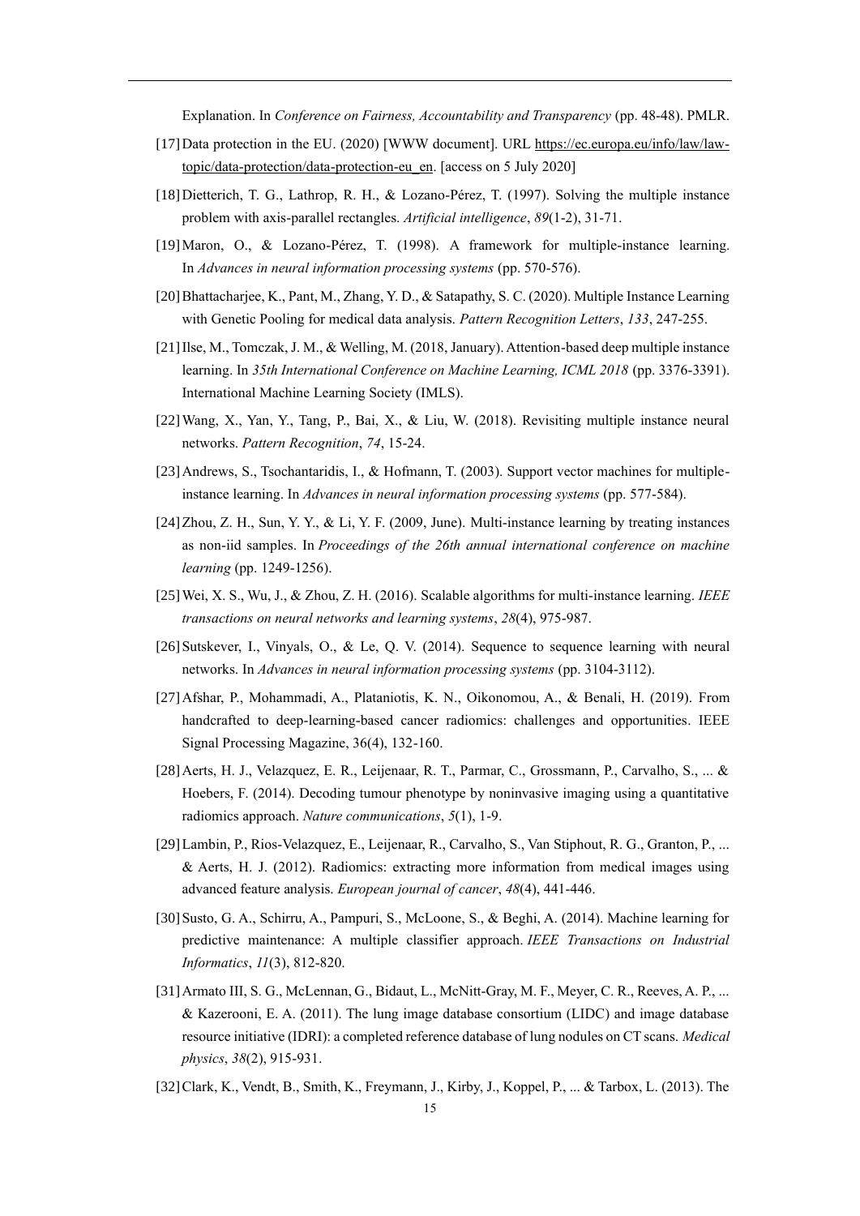Explanation. In *Conference on Fairness, Accountability and Transparency* (pp. 48-48). PMLR.

[17] Data protection in the EU. (2020) [WWW document]. URL https://ec.europa.eu/info/law/law-topic/data-protection/data-protection-eu_en. [access on 5 July 2020]

[18] Dietterich, T. G., Lathrop, R. H., & Lozano-Pérez, T. (1997). Solving the multiple instance problem with axis-parallel rectangles. *Artificial intelligence*, *89*(1-2), 31-71.

[19] Maron, O., & Lozano-Pérez, T. (1998). A framework for multiple-instance learning. In *Advances in neural information processing systems* (pp. 570-576).

[20] Bhattacharjee, K., Pant, M., Zhang, Y. D., & Satapathy, S. C. (2020). Multiple Instance Learning with Genetic Pooling for medical data analysis. *Pattern Recognition Letters*, *133*, 247-255.

[21] Ilse, M., Tomczak, J. M., & Welling, M. (2018, January). Attention-based deep multiple instance learning. In *35th International Conference on Machine Learning, ICML 2018* (pp. 3376-3391). International Machine Learning Society (IMLS).

[22] Wang, X., Yan, Y., Tang, P., Bai, X., & Liu, W. (2018). Revisiting multiple instance neural networks. *Pattern Recognition*, *74*, 15-24.

[23] Andrews, S., Tsochantaridis, I., & Hofmann, T. (2003). Support vector machines for multiple-instance learning. In *Advances in neural information processing systems* (pp. 577-584).

[24] Zhou, Z. H., Sun, Y. Y., & Li, Y. F. (2009, June). Multi-instance learning by treating instances as non-iid samples. In *Proceedings of the 26th annual international conference on machine learning* (pp. 1249-1256).

[25] Wei, X. S., Wu, J., & Zhou, Z. H. (2016). Scalable algorithms for multi-instance learning. *IEEE transactions on neural networks and learning systems*, *28*(4), 975-987.

[26] Sutskever, I., Vinyals, O., & Le, Q. V. (2014). Sequence to sequence learning with neural networks. In *Advances in neural information processing systems* (pp. 3104-3112).

[27] Afshar, P., Mohammadi, A., Plataniotis, K. N., Oikonomou, A., & Benali, H. (2019). From handcrafted to deep-learning-based cancer radiomics: challenges and opportunities. IEEE Signal Processing Magazine, 36(4), 132-160.

[28] Aerts, H. J., Velazquez, E. R., Leijenaar, R. T., Parmar, C., Grossmann, P., Carvalho, S., ... & Hoebers, F. (2014). Decoding tumour phenotype by noninvasive imaging using a quantitative radiomics approach. *Nature communications*, *5*(1), 1-9.

[29] Lambin, P., Rios-Velazquez, E., Leijenaar, R., Carvalho, S., Van Stiphout, R. G., Granton, P., ... & Aerts, H. J. (2012). Radiomics: extracting more information from medical images using advanced feature analysis. *European journal of cancer*, *48*(4), 441-446.

[30] Susto, G. A., Schirru, A., Pampuri, S., McLoone, S., & Beghi, A. (2014). Machine learning for predictive maintenance: A multiple classifier approach. *IEEE Transactions on Industrial Informatics*, *11*(3), 812-820.

[31] Armato III, S. G., McLennan, G., Bidaut, L., McNitt-Gray, M. F., Meyer, C. R., Reeves, A. P., ... & Kazerooni, E. A. (2011). The lung image database consortium (LIDC) and image database resource initiative (IDRI): a completed reference database of lung nodules on CT scans. *Medical physics*, *38*(2), 915-931.

[32] Clark, K., Vendt, B., Smith, K., Freymann, J., Kirby, J., Koppel, P., ... & Tarbox, L. (2013). The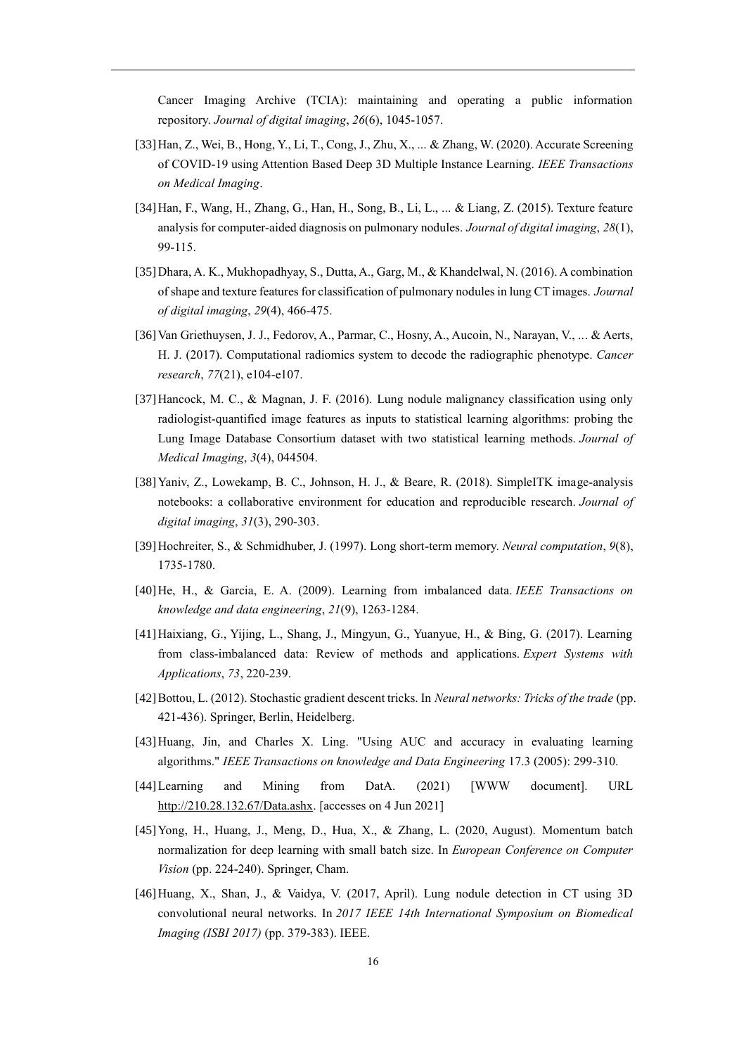Cancer Imaging Archive (TCIA): maintaining and operating a public information repository. *Journal of digital imaging*, *26*(6), 1045-1057.

[33] Han, Z., Wei, B., Hong, Y., Li, T., Cong, J., Zhu, X., ... & Zhang, W. (2020). Accurate Screening of COVID-19 using Attention Based Deep 3D Multiple Instance Learning. *IEEE Transactions on Medical Imaging*.

[34] Han, F., Wang, H., Zhang, G., Han, H., Song, B., Li, L., ... & Liang, Z. (2015). Texture feature analysis for computer-aided diagnosis on pulmonary nodules. *Journal of digital imaging*, *28*(1), 99-115.

[35] Dhara, A. K., Mukhopadhyay, S., Dutta, A., Garg, M., & Khandelwal, N. (2016). A combination of shape and texture features for classification of pulmonary nodules in lung CT images. *Journal of digital imaging*, *29*(4), 466-475.

[36] Van Griethuysen, J. J., Fedorov, A., Parmar, C., Hosny, A., Aucoin, N., Narayan, V., ... & Aerts, H. J. (2017). Computational radiomics system to decode the radiographic phenotype. *Cancer research*, *77*(21), e104-e107.

[37] Hancock, M. C., & Magnan, J. F. (2016). Lung nodule malignancy classification using only radiologist-quantified image features as inputs to statistical learning algorithms: probing the Lung Image Database Consortium dataset with two statistical learning methods. *Journal of Medical Imaging*, *3*(4), 044504.

[38] Yaniv, Z., Lowekamp, B. C., Johnson, H. J., & Beare, R. (2018). SimpleITK image-analysis notebooks: a collaborative environment for education and reproducible research. *Journal of digital imaging*, *31*(3), 290-303.

[39] Hochreiter, S., & Schmidhuber, J. (1997). Long short-term memory. *Neural computation*, *9*(8), 1735-1780.

[40] He, H., & Garcia, E. A. (2009). Learning from imbalanced data. *IEEE Transactions on knowledge and data engineering*, *21*(9), 1263-1284.

[41] Haixiang, G., Yijing, L., Shang, J., Mingyun, G., Yuanyue, H., & Bing, G. (2017). Learning from class-imbalanced data: Review of methods and applications. *Expert Systems with Applications*, *73*, 220-239.

[42] Bottou, L. (2012). Stochastic gradient descent tricks. In *Neural networks: Tricks of the trade* (pp. 421-436). Springer, Berlin, Heidelberg.

[43] Huang, Jin, and Charles X. Ling. "Using AUC and accuracy in evaluating learning algorithms." *IEEE Transactions on knowledge and Data Engineering* 17.3 (2005): 299-310.

[44] Learning and Mining from DatA. (2021) [WWW document]. URL http://210.28.132.67/Data.ashx. [accesses on 4 Jun 2021]

[45] Yong, H., Huang, J., Meng, D., Hua, X., & Zhang, L. (2020, August). Momentum batch normalization for deep learning with small batch size. In *European Conference on Computer Vision* (pp. 224-240). Springer, Cham.

[46] Huang, X., Shan, J., & Vaidya, V. (2017, April). Lung nodule detection in CT using 3D convolutional neural networks. In *2017 IEEE 14th International Symposium on Biomedical Imaging (ISBI 2017)* (pp. 379-383). IEEE.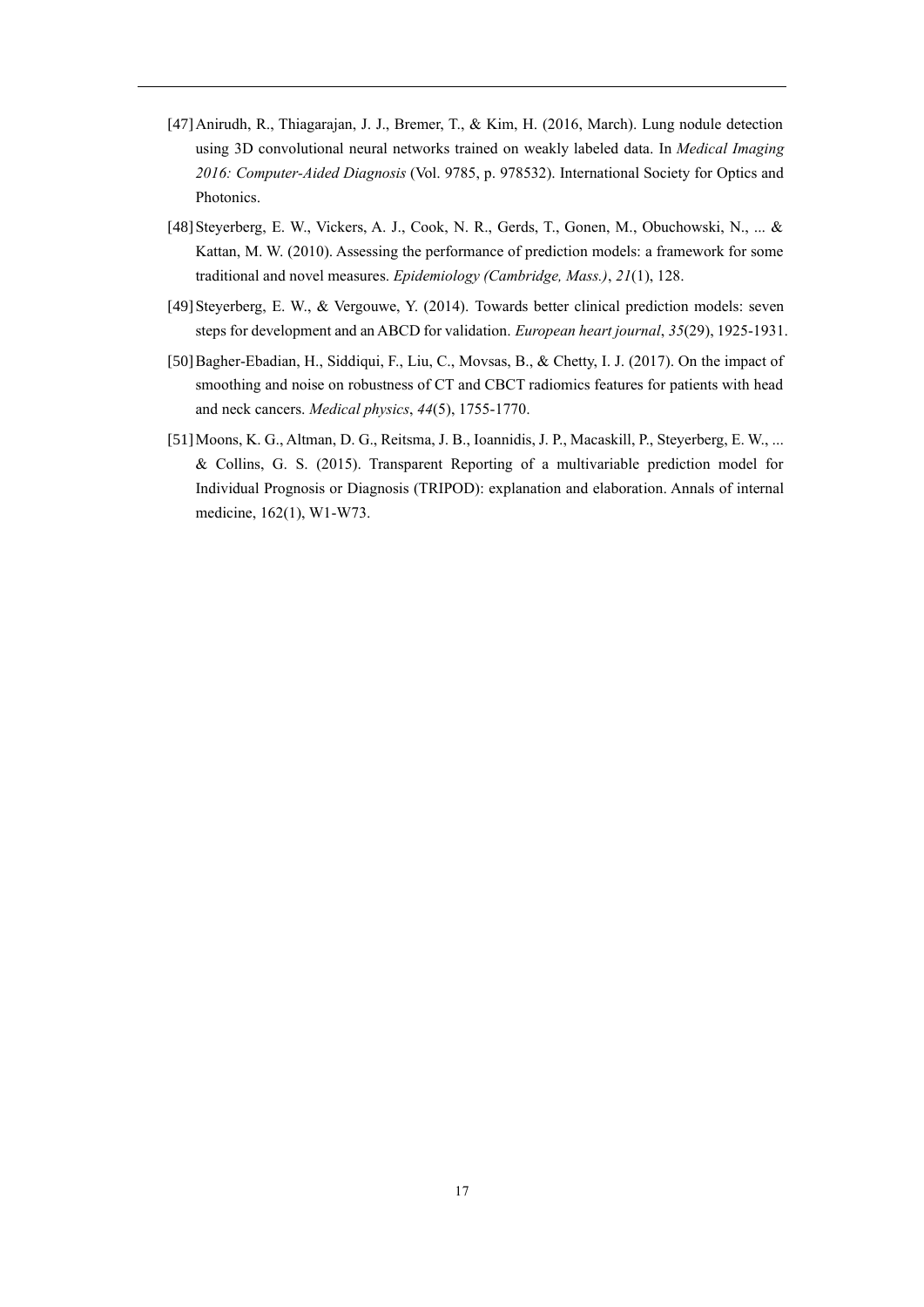[47] Anirudh, R., Thiagarajan, J. J., Bremer, T., & Kim, H. (2016, March). Lung nodule detection using 3D convolutional neural networks trained on weakly labeled data. In *Medical Imaging 2016: Computer-Aided Diagnosis* (Vol. 9785, p. 978532). International Society for Optics and Photonics.

[48] Steyerberg, E. W., Vickers, A. J., Cook, N. R., Gerds, T., Gonen, M., Obuchowski, N., ... & Kattan, M. W. (2010). Assessing the performance of prediction models: a framework for some traditional and novel measures. *Epidemiology (Cambridge, Mass.)*, *21*(1), 128.

[49] Steyerberg, E. W., & Vergouwe, Y. (2014). Towards better clinical prediction models: seven steps for development and an ABCD for validation. *European heart journal*, *35*(29), 1925-1931.

[50] Bagher-Ebadian, H., Siddiqui, F., Liu, C., Movsas, B., & Chetty, I. J. (2017). On the impact of smoothing and noise on robustness of CT and CBCT radiomics features for patients with head and neck cancers. *Medical physics*, *44*(5), 1755-1770.

[51] Moons, K. G., Altman, D. G., Reitsma, J. B., Ioannidis, J. P., Macaskill, P., Steyerberg, E. W., ... & Collins, G. S. (2015). Transparent Reporting of a multivariable prediction model for Individual Prognosis or Diagnosis (TRIPOD): explanation and elaboration. Annals of internal medicine, 162(1), W1-W73.